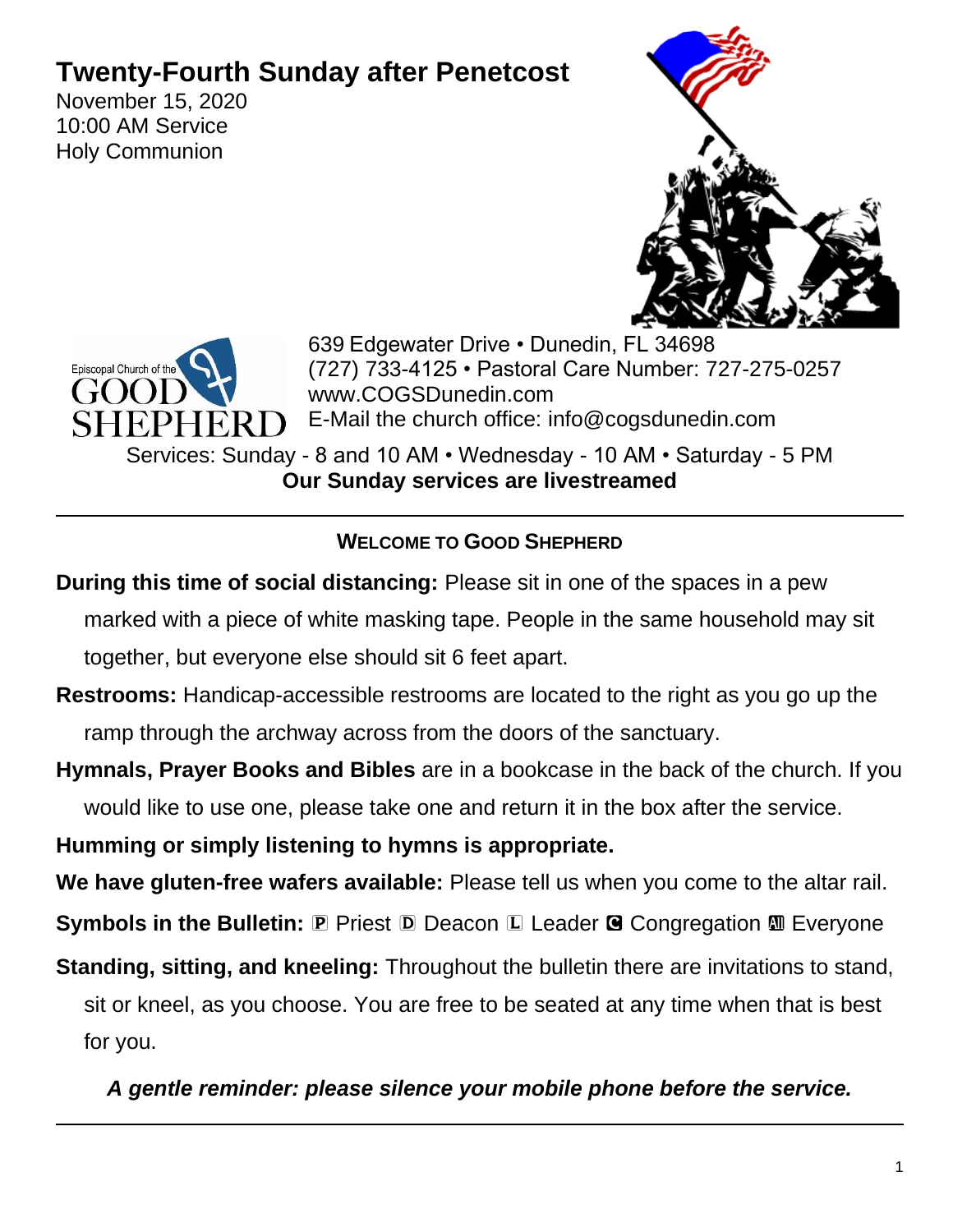# Twenty-Fourth Sunday after Penetcost

November 15, 2020
10:00 AM Service
Holy Communion

Episcopal Church of the GOOD SHEPHERD

639 Edgewater Drive • Dunedin, FL 34698
(727) 733-4125 • Pastoral Care Number: 727-275-0257
www.COGSDunedin.com
E-Mail the church office: info@cogsdunedin.com

Services: Sunday - 8 and 10 AM • Wednesday - 10 AM • Saturday - 5 PM

**Our Sunday services are livestreamed**

---

## WELCOME TO GOOD SHEPHERD

**During this time of social distancing:** Please sit in one of the spaces in a pew marked with a piece of white masking tape. People in the same household may sit together, but everyone else should sit 6 feet apart.

**Restrooms:** Handicap-accessible restrooms are located to the right as you go up the ramp through the archway across from the doors of the sanctuary.

**Hymnals, Prayer Books and Bibles** are in a bookcase in the back of the church. If you would like to use one, please take one and return it in the box after the service.

**Humming or simply listening to hymns is appropriate.**

**We have gluten-free wafers available:** Please tell us when you come to the altar rail.

**Symbols in the Bulletin:** Ⓟ Priest Ⓓ Deacon Ⓛ Leader Ⓒ Congregation Ⓐ Everyone

**Standing, sitting, and kneeling:** Throughout the bulletin there are invitations to stand, sit or kneel, as you choose. You are free to be seated at any time when that is best for you.

***A gentle reminder: please silence your mobile phone before the service.***

---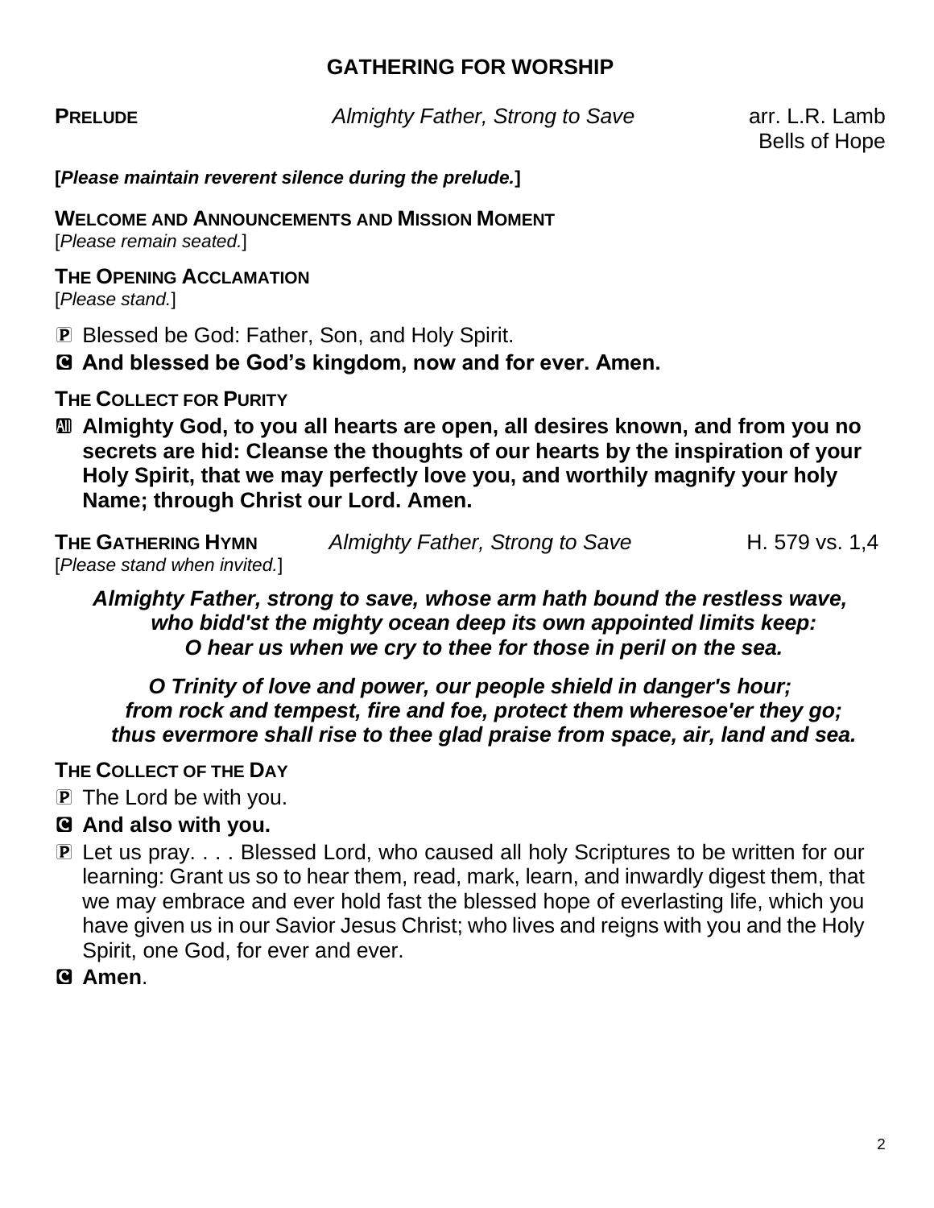## GATHERING FOR WORSHIP

**PRELUDE** *Almighty Father, Strong to Save* arr. L.R. Lamb
Bells of Hope

**[*Please maintain reverent silence during the prelude.*]**

**WELCOME AND ANNOUNCEMENTS AND MISSION MOMENT**
[*Please remain seated.*]

**THE OPENING ACCLAMATION**
[*Please stand.*]

P Blessed be God: Father, Son, and Holy Spirit.

**C And blessed be God's kingdom, now and for ever. Amen.**

**THE COLLECT FOR PURITY**

**All Almighty God, to you all hearts are open, all desires known, and from you no secrets are hid: Cleanse the thoughts of our hearts by the inspiration of your Holy Spirit, that we may perfectly love you, and worthily magnify your holy Name; through Christ our Lord. Amen.**

**THE GATHERING HYMN** *Almighty Father, Strong to Save* H. 579 vs. 1,4
[*Please stand when invited.*]

***Almighty Father, strong to save, whose arm hath bound the restless wave, who bidd'st the mighty ocean deep its own appointed limits keep: O hear us when we cry to thee for those in peril on the sea.***

***O Trinity of love and power, our people shield in danger's hour; from rock and tempest, fire and foe, protect them wheresoe'er they go; thus evermore shall rise to thee glad praise from space, air, land and sea.***

**THE COLLECT OF THE DAY**

P The Lord be with you.

**C And also with you.**

P Let us pray. . . . Blessed Lord, who caused all holy Scriptures to be written for our learning: Grant us so to hear them, read, mark, learn, and inwardly digest them, that we may embrace and ever hold fast the blessed hope of everlasting life, which you have given us in our Savior Jesus Christ; who lives and reigns with you and the Holy Spirit, one God, for ever and ever.

**C Amen**.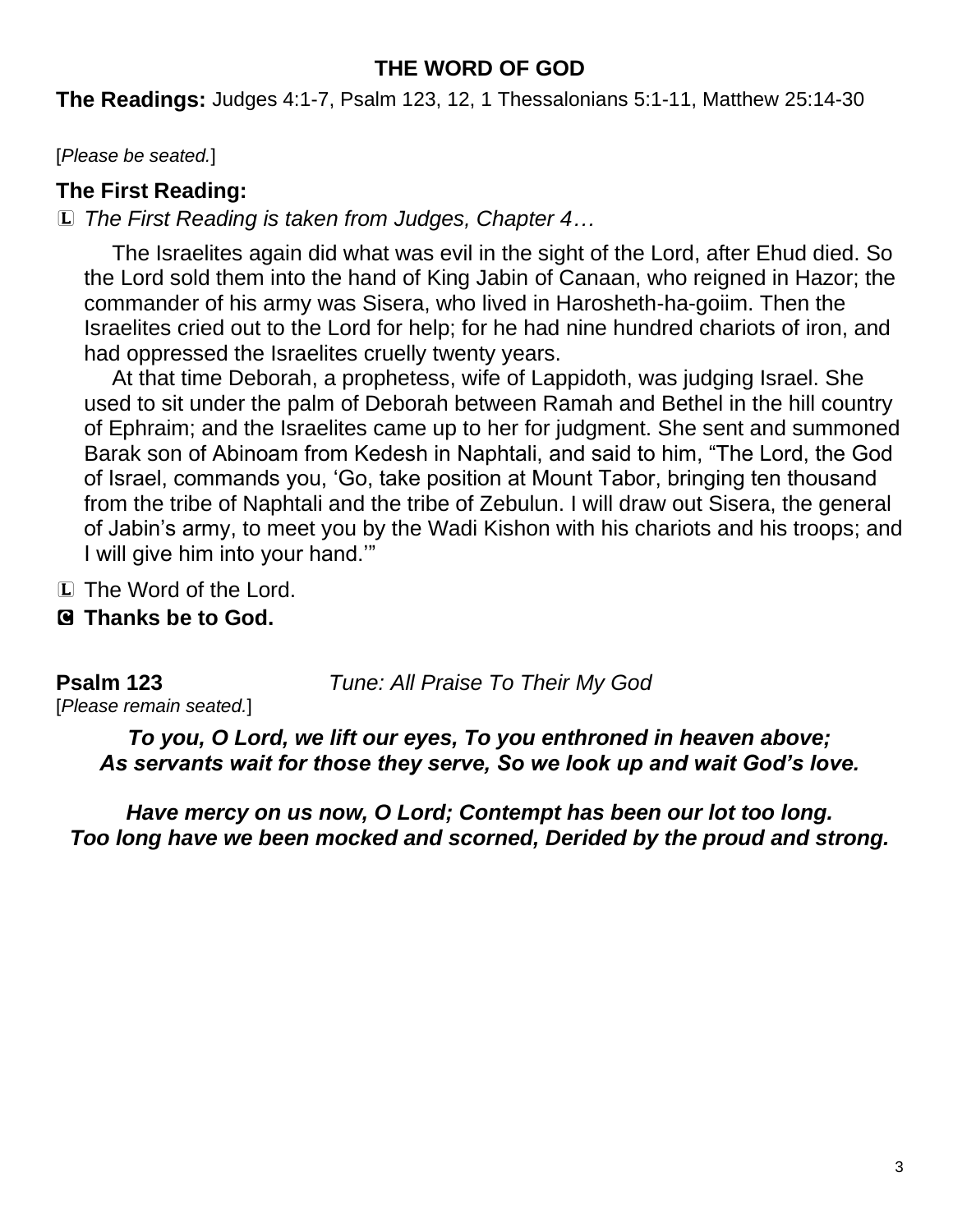## THE WORD OF GOD

**The Readings:** Judges 4:1-7, Psalm 123, 12, 1 Thessalonians 5:1-11, Matthew 25:14-30

[*Please be seated.*]

### The First Reading:

Ⓛ *The First Reading is taken from Judges, Chapter 4…*

The Israelites again did what was evil in the sight of the Lord, after Ehud died. So the Lord sold them into the hand of King Jabin of Canaan, who reigned in Hazor; the commander of his army was Sisera, who lived in Harosheth-ha-goiim. Then the Israelites cried out to the Lord for help; for he had nine hundred chariots of iron, and had oppressed the Israelites cruelly twenty years.

At that time Deborah, a prophetess, wife of Lappidoth, was judging Israel. She used to sit under the palm of Deborah between Ramah and Bethel in the hill country of Ephraim; and the Israelites came up to her for judgment. She sent and summoned Barak son of Abinoam from Kedesh in Naphtali, and said to him, "The Lord, the God of Israel, commands you, 'Go, take position at Mount Tabor, bringing ten thousand from the tribe of Naphtali and the tribe of Zebulun. I will draw out Sisera, the general of Jabin's army, to meet you by the Wadi Kishon with his chariots and his troops; and I will give him into your hand.'"

Ⓛ The Word of the Lord.

Ⓒ **Thanks be to God.**

**Psalm 123** *Tune: All Praise To Their My God*

[*Please remain seated.*]

***To you, O Lord, we lift our eyes, To you enthroned in heaven above;***
***As servants wait for those they serve, So we look up and wait God's love.***

***Have mercy on us now, O Lord; Contempt has been our lot too long.***
***Too long have we been mocked and scorned, Derided by the proud and strong.***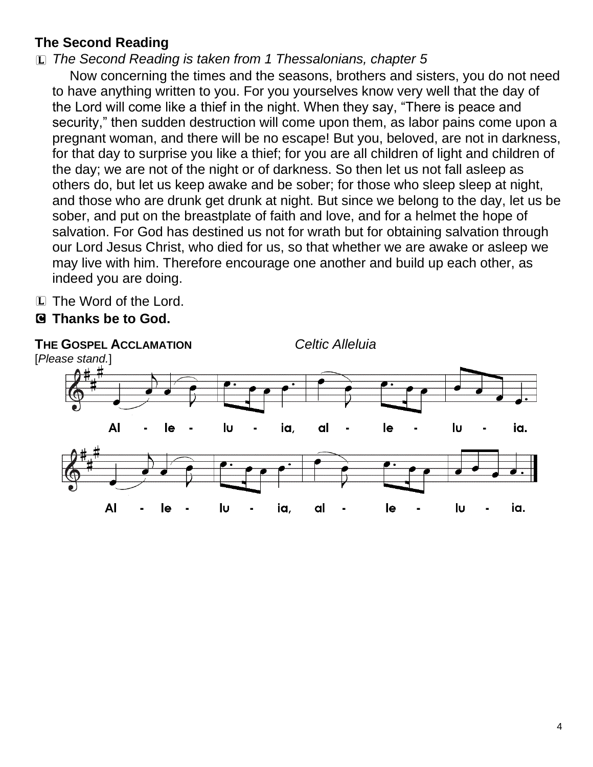**The Second Reading**

L *The Second Reading is taken from 1 Thessalonians, chapter 5*

Now concerning the times and the seasons, brothers and sisters, you do not need to have anything written to you. For you yourselves know very well that the day of the Lord will come like a thief in the night. When they say, "There is peace and security," then sudden destruction will come upon them, as labor pains come upon a pregnant woman, and there will be no escape! But you, beloved, are not in darkness, for that day to surprise you like a thief; for you are all children of light and children of the day; we are not of the night or of darkness. So then let us not fall asleep as others do, but let us keep awake and be sober; for those who sleep sleep at night, and those who are drunk get drunk at night. But since we belong to the day, let us be sober, and put on the breastplate of faith and love, and for a helmet the hope of salvation. For God has destined us not for wrath but for obtaining salvation through our Lord Jesus Christ, who died for us, so that whether we are awake or asleep we may live with him. Therefore encourage one another and build up each other, as indeed you are doing.

L The Word of the Lord.

**C Thanks be to God.**

**THE GOSPEL ACCLAMATION** *Celtic Alleluia*

[*Please stand.*]

Al - le - lu - ia, al - le - lu - ia.

Al - le - lu - ia, al - le - lu - ia.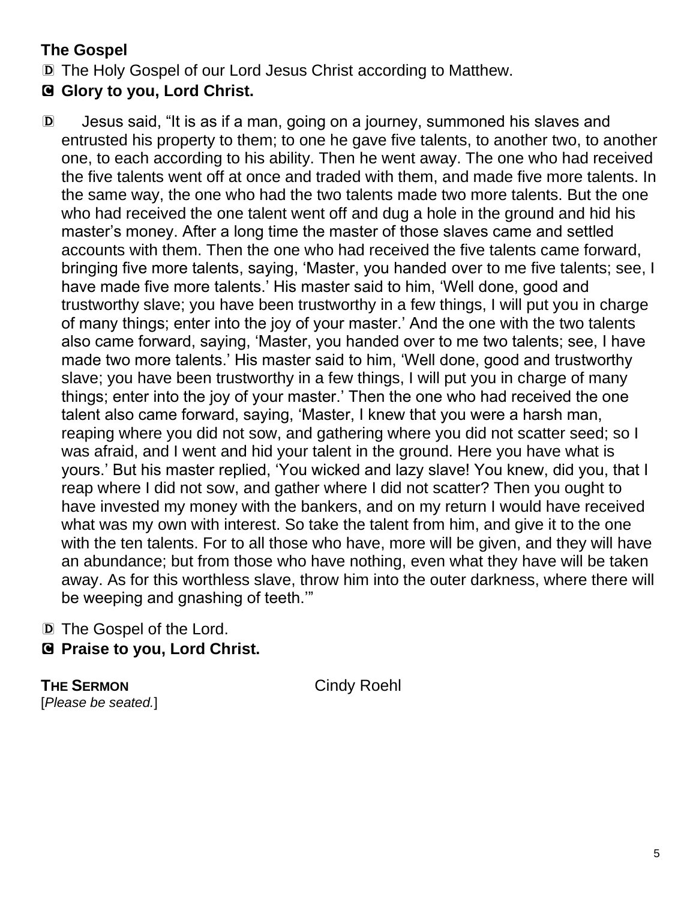**The Gospel**

Ⓓ The Holy Gospel of our Lord Jesus Christ according to Matthew.

Ⓒ **Glory to you, Lord Christ.**

Ⓓ Jesus said, "It is as if a man, going on a journey, summoned his slaves and entrusted his property to them; to one he gave five talents, to another two, to another one, to each according to his ability. Then he went away. The one who had received the five talents went off at once and traded with them, and made five more talents. In the same way, the one who had the two talents made two more talents. But the one who had received the one talent went off and dug a hole in the ground and hid his master's money. After a long time the master of those slaves came and settled accounts with them. Then the one who had received the five talents came forward, bringing five more talents, saying, 'Master, you handed over to me five talents; see, I have made five more talents.' His master said to him, 'Well done, good and trustworthy slave; you have been trustworthy in a few things, I will put you in charge of many things; enter into the joy of your master.' And the one with the two talents also came forward, saying, 'Master, you handed over to me two talents; see, I have made two more talents.' His master said to him, 'Well done, good and trustworthy slave; you have been trustworthy in a few things, I will put you in charge of many things; enter into the joy of your master.' Then the one who had received the one talent also came forward, saying, 'Master, I knew that you were a harsh man, reaping where you did not sow, and gathering where you did not scatter seed; so I was afraid, and I went and hid your talent in the ground. Here you have what is yours.' But his master replied, 'You wicked and lazy slave! You knew, did you, that I reap where I did not sow, and gather where I did not scatter? Then you ought to have invested my money with the bankers, and on my return I would have received what was my own with interest. So take the talent from him, and give it to the one with the ten talents. For to all those who have, more will be given, and they will have an abundance; but from those who have nothing, even what they have will be taken away. As for this worthless slave, throw him into the outer darkness, where there will be weeping and gnashing of teeth.'"

Ⓓ The Gospel of the Lord.

Ⓒ **Praise to you, Lord Christ.**

**THE SERMON** Cindy Roehl

[*Please be seated.*]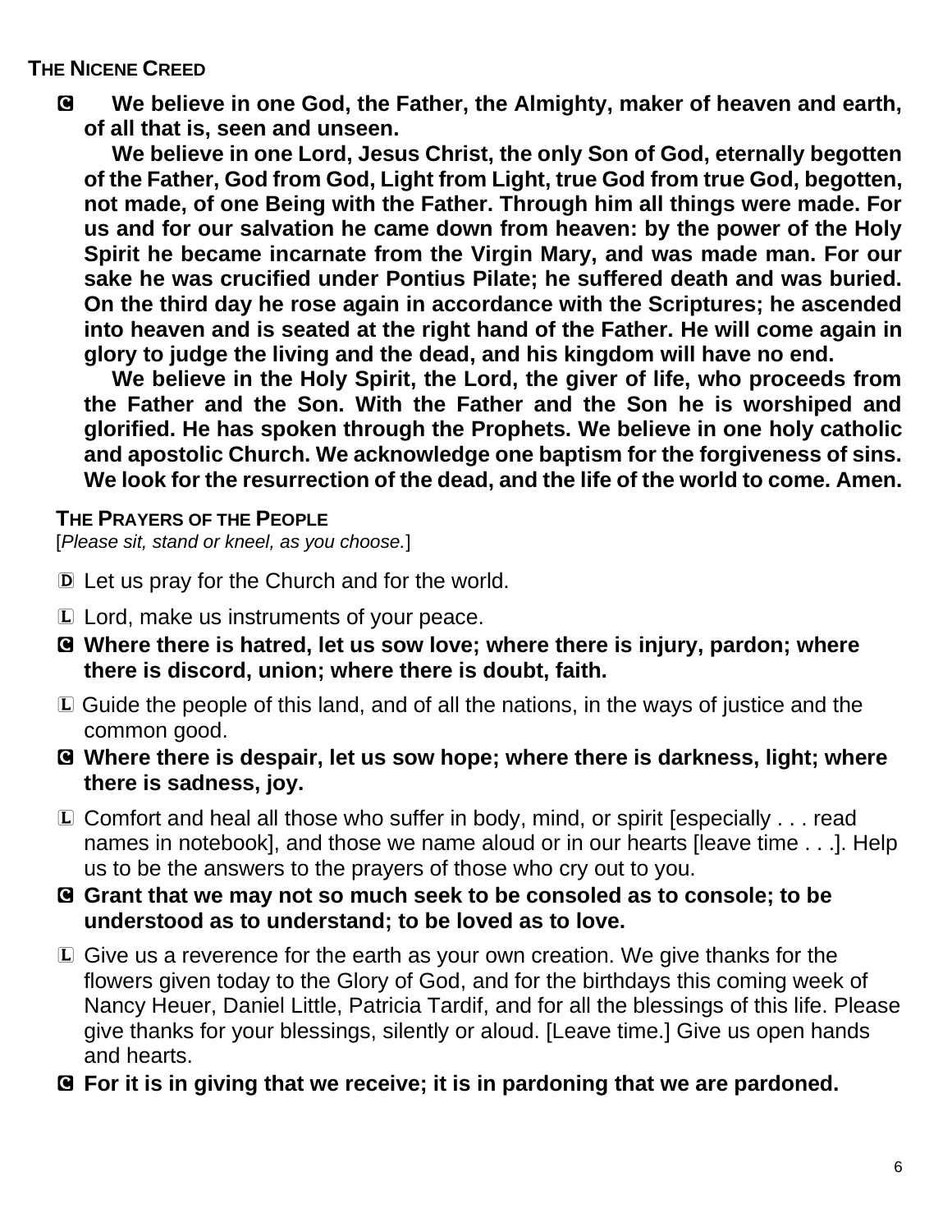## THE NICENE CREED

**C  We believe in one God, the Father, the Almighty, maker of heaven and earth, of all that is, seen and unseen.**

**We believe in one Lord, Jesus Christ, the only Son of God, eternally begotten of the Father, God from God, Light from Light, true God from true God, begotten, not made, of one Being with the Father. Through him all things were made. For us and for our salvation he came down from heaven: by the power of the Holy Spirit he became incarnate from the Virgin Mary, and was made man. For our sake he was crucified under Pontius Pilate; he suffered death and was buried. On the third day he rose again in accordance with the Scriptures; he ascended into heaven and is seated at the right hand of the Father. He will come again in glory to judge the living and the dead, and his kingdom will have no end.**

**We believe in the Holy Spirit, the Lord, the giver of life, who proceeds from the Father and the Son. With the Father and the Son he is worshiped and glorified. He has spoken through the Prophets. We believe in one holy catholic and apostolic Church. We acknowledge one baptism for the forgiveness of sins. We look for the resurrection of the dead, and the life of the world to come. Amen.**

## THE PRAYERS OF THE PEOPLE

[*Please sit, stand or kneel, as you choose.*]

D Let us pray for the Church and for the world.

L Lord, make us instruments of your peace.

**C Where there is hatred, let us sow love; where there is injury, pardon; where there is discord, union; where there is doubt, faith.**

L Guide the people of this land, and of all the nations, in the ways of justice and the common good.

**C Where there is despair, let us sow hope; where there is darkness, light; where there is sadness, joy.**

L Comfort and heal all those who suffer in body, mind, or spirit [especially . . . read names in notebook], and those we name aloud or in our hearts [leave time . . .]. Help us to be the answers to the prayers of those who cry out to you.

**C Grant that we may not so much seek to be consoled as to console; to be understood as to understand; to be loved as to love.**

L Give us a reverence for the earth as your own creation. We give thanks for the flowers given today to the Glory of God, and for the birthdays this coming week of Nancy Heuer, Daniel Little, Patricia Tardif, and for all the blessings of this life. Please give thanks for your blessings, silently or aloud. [Leave time.] Give us open hands and hearts.

**C For it is in giving that we receive; it is in pardoning that we are pardoned.**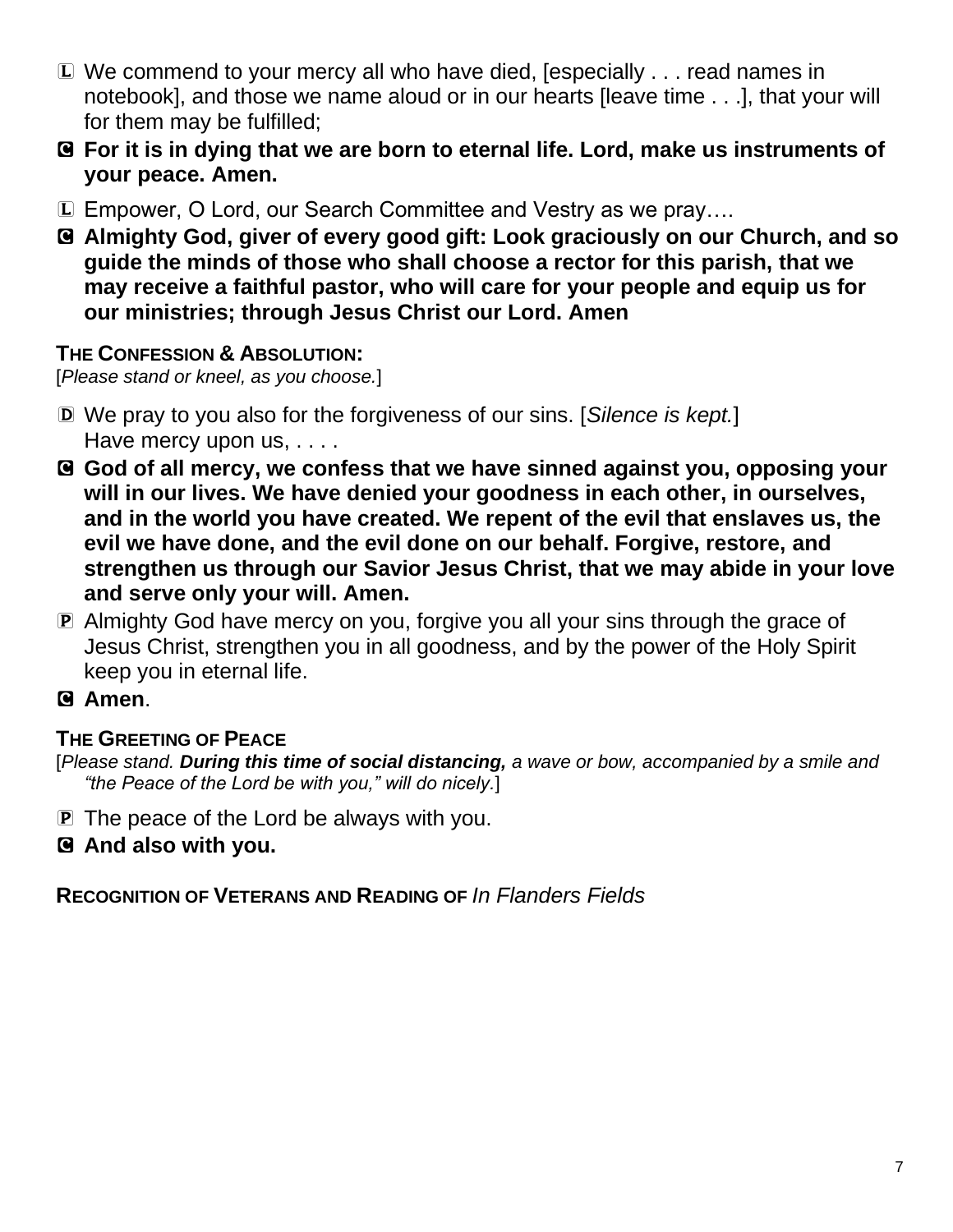Ⓛ We commend to your mercy all who have died, [especially . . . read names in notebook], and those we name aloud or in our hearts [leave time . . .], that your will for them may be fulfilled;

Ⓒ **For it is in dying that we are born to eternal life. Lord, make us instruments of your peace. Amen.**

Ⓛ Empower, O Lord, our Search Committee and Vestry as we pray….

Ⓒ **Almighty God, giver of every good gift: Look graciously on our Church, and so guide the minds of those who shall choose a rector for this parish, that we may receive a faithful pastor, who will care for your people and equip us for our ministries; through Jesus Christ our Lord. Amen**

### THE CONFESSION & ABSOLUTION:

[*Please stand or kneel, as you choose.*]

Ⓓ We pray to you also for the forgiveness of our sins. [*Silence is kept.*]
Have mercy upon us, . . . .

Ⓒ **God of all mercy, we confess that we have sinned against you, opposing your will in our lives. We have denied your goodness in each other, in ourselves, and in the world you have created. We repent of the evil that enslaves us, the evil we have done, and the evil done on our behalf. Forgive, restore, and strengthen us through our Savior Jesus Christ, that we may abide in your love and serve only your will. Amen.**

Ⓟ Almighty God have mercy on you, forgive you all your sins through the grace of Jesus Christ, strengthen you in all goodness, and by the power of the Holy Spirit keep you in eternal life.

Ⓒ **Amen**.

### THE GREETING OF PEACE

[*Please stand.* ***During this time of social distancing,*** *a wave or bow, accompanied by a smile and "the Peace of the Lord be with you," will do nicely.*]

Ⓟ The peace of the Lord be always with you.

Ⓒ **And also with you.**

### RECOGNITION OF VETERANS AND READING OF *In Flanders Fields*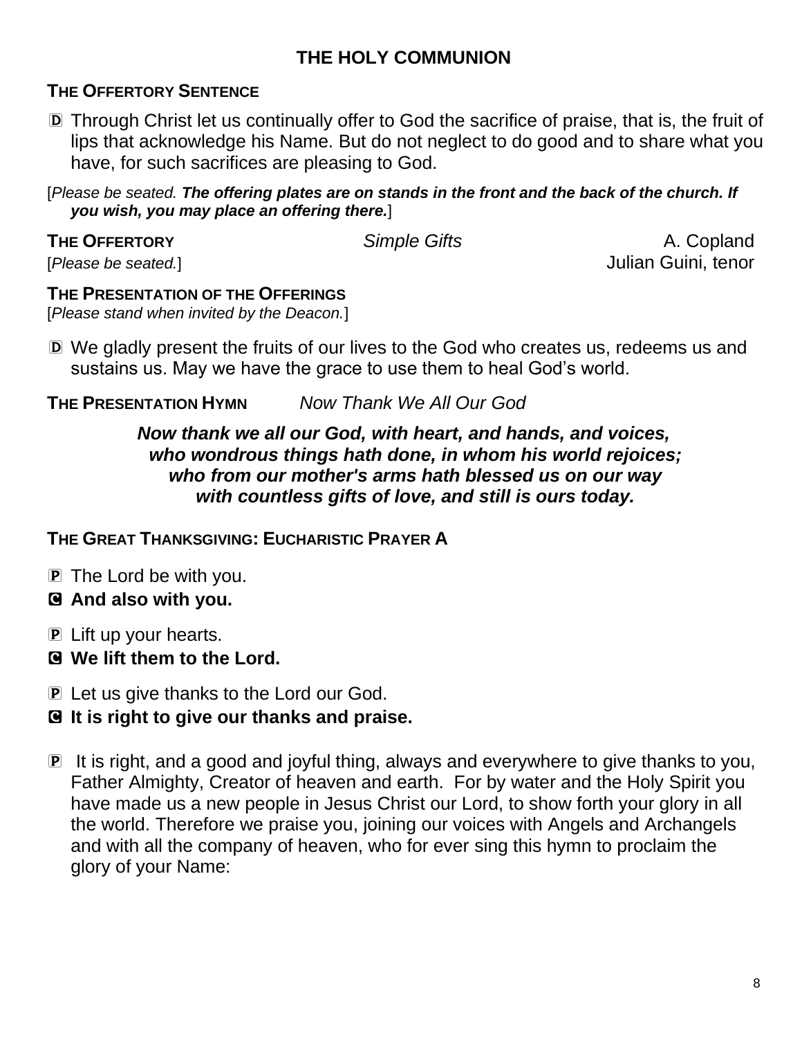## THE HOLY COMMUNION

**THE OFFERTORY SENTENCE**

Ⓓ Through Christ let us continually offer to God the sacrifice of praise, that is, the fruit of lips that acknowledge his Name. But do not neglect to do good and to share what you have, for such sacrifices are pleasing to God.

[*Please be seated.* ***The offering plates are on stands in the front and the back of the church. If you wish, you may place an offering there.***]

**THE OFFERTORY** *Simple Gifts* A. Copland
[*Please be seated.*] Julian Guini, tenor

**THE PRESENTATION OF THE OFFERINGS**
[*Please stand when invited by the Deacon.*]

Ⓓ We gladly present the fruits of our lives to the God who creates us, redeems us and sustains us. May we have the grace to use them to heal God's world.

**THE PRESENTATION HYMN** *Now Thank We All Our God*

***Now thank we all our God, with heart, and hands, and voices,***
***who wondrous things hath done, in whom his world rejoices;***
***who from our mother's arms hath blessed us on our way***
***with countless gifts of love, and still is ours today.***

**THE GREAT THANKSGIVING: EUCHARISTIC PRAYER A**

Ⓟ The Lord be with you.
Ⓒ **And also with you.**

Ⓟ Lift up your hearts.
Ⓒ **We lift them to the Lord.**

Ⓟ Let us give thanks to the Lord our God.
Ⓒ **It is right to give our thanks and praise.**

Ⓟ It is right, and a good and joyful thing, always and everywhere to give thanks to you, Father Almighty, Creator of heaven and earth. For by water and the Holy Spirit you have made us a new people in Jesus Christ our Lord, to show forth your glory in all the world. Therefore we praise you, joining our voices with Angels and Archangels and with all the company of heaven, who for ever sing this hymn to proclaim the glory of your Name: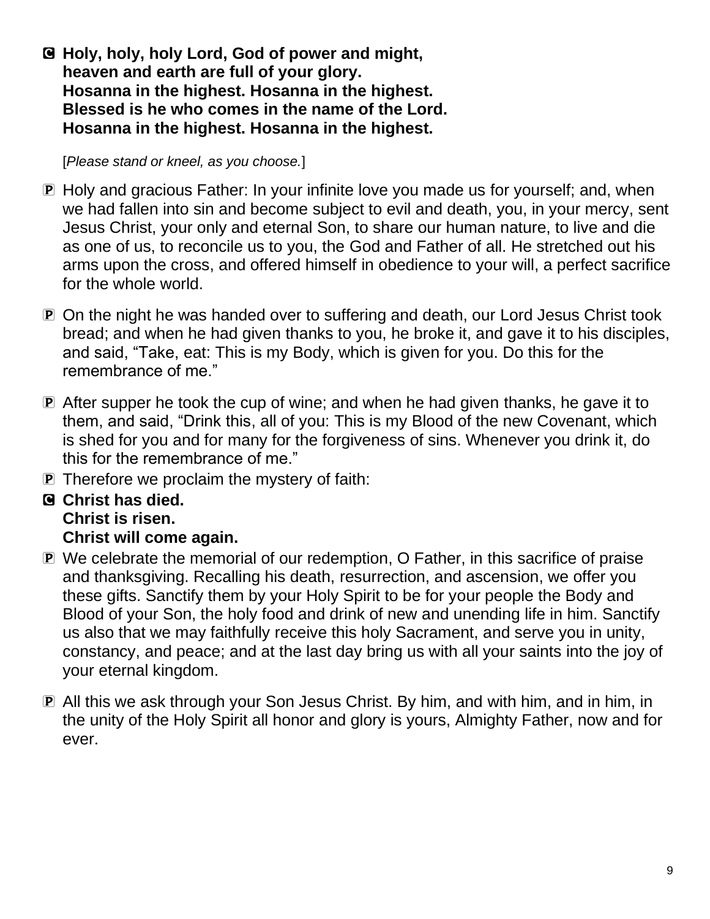**C** **Holy, holy, holy Lord, God of power and might,**
**heaven and earth are full of your glory.**
**Hosanna in the highest. Hosanna in the highest.**
**Blessed is he who comes in the name of the Lord.**
**Hosanna in the highest. Hosanna in the highest.**

[*Please stand or kneel, as you choose.*]

**P** Holy and gracious Father: In your infinite love you made us for yourself; and, when we had fallen into sin and become subject to evil and death, you, in your mercy, sent Jesus Christ, your only and eternal Son, to share our human nature, to live and die as one of us, to reconcile us to you, the God and Father of all. He stretched out his arms upon the cross, and offered himself in obedience to your will, a perfect sacrifice for the whole world.

**P** On the night he was handed over to suffering and death, our Lord Jesus Christ took bread; and when he had given thanks to you, he broke it, and gave it to his disciples, and said, "Take, eat: This is my Body, which is given for you. Do this for the remembrance of me."

**P** After supper he took the cup of wine; and when he had given thanks, he gave it to them, and said, "Drink this, all of you: This is my Blood of the new Covenant, which is shed for you and for many for the forgiveness of sins. Whenever you drink it, do this for the remembrance of me."

**P** Therefore we proclaim the mystery of faith:

**C** **Christ has died.**
**Christ is risen.**
**Christ will come again.**

**P** We celebrate the memorial of our redemption, O Father, in this sacrifice of praise and thanksgiving. Recalling his death, resurrection, and ascension, we offer you these gifts. Sanctify them by your Holy Spirit to be for your people the Body and Blood of your Son, the holy food and drink of new and unending life in him. Sanctify us also that we may faithfully receive this holy Sacrament, and serve you in unity, constancy, and peace; and at the last day bring us with all your saints into the joy of your eternal kingdom.

**P** All this we ask through your Son Jesus Christ. By him, and with him, and in him, in the unity of the Holy Spirit all honor and glory is yours, Almighty Father, now and for ever.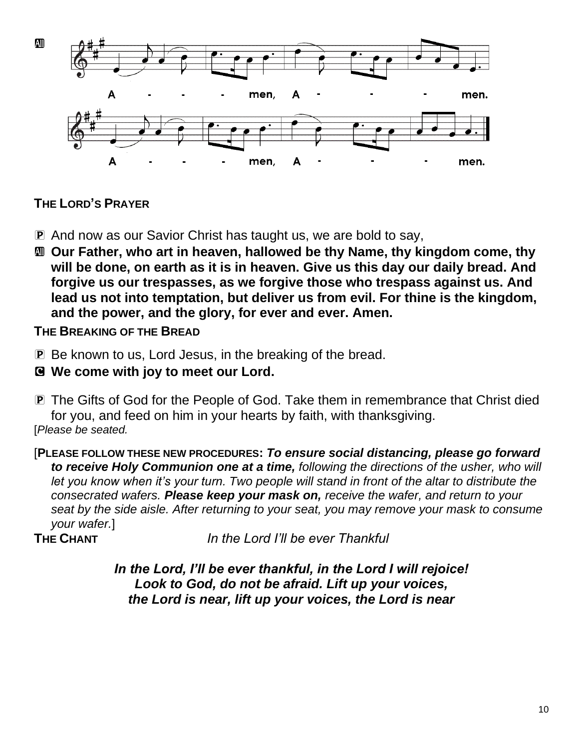**All**

A - - - men, A - - - men.

A - - - men, A - - - men.

**THE LORD'S PRAYER**

P And now as our Savior Christ has taught us, we are bold to say,

All **Our Father, who art in heaven, hallowed be thy Name, thy kingdom come, thy will be done, on earth as it is in heaven. Give us this day our daily bread. And forgive us our trespasses, as we forgive those who trespass against us. And lead us not into temptation, but deliver us from evil. For thine is the kingdom, and the power, and the glory, for ever and ever. Amen.**

**THE BREAKING OF THE BREAD**

P Be known to us, Lord Jesus, in the breaking of the bread.

C **We come with joy to meet our Lord.**

P The Gifts of God for the People of God. Take them in remembrance that Christ died for you, and feed on him in your hearts by faith, with thanksgiving.

[*Please be seated.*

[**PLEASE FOLLOW THESE NEW PROCEDURES:** ***To ensure social distancing, please go forward to receive Holy Communion one at a time,*** *following the directions of the usher, who will let you know when it's your turn. Two people will stand in front of the altar to distribute the consecrated wafers.* ***Please keep your mask on,*** *receive the wafer, and return to your seat by the side aisle. After returning to your seat, you may remove your mask to consume your wafer.*]

**THE CHANT** *In the Lord I'll be ever Thankful*

***In the Lord, I'll be ever thankful, in the Lord I will rejoice!***
***Look to God, do not be afraid. Lift up your voices,***
***the Lord is near, lift up your voices, the Lord is near***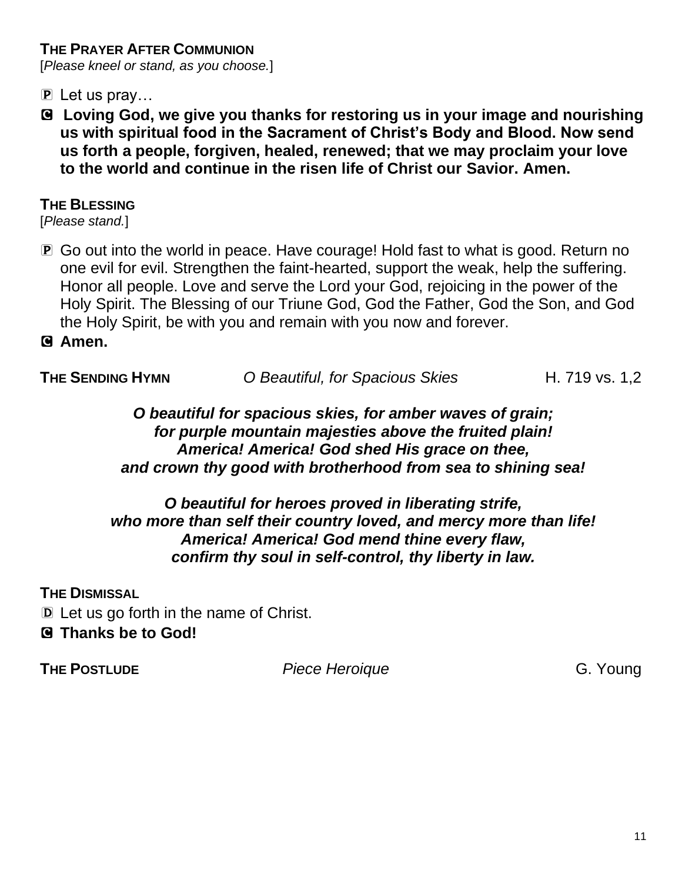**THE PRAYER AFTER COMMUNION**

[*Please kneel or stand, as you choose.*]

P Let us pray…

C **Loving God, we give you thanks for restoring us in your image and nourishing us with spiritual food in the Sacrament of Christ's Body and Blood. Now send us forth a people, forgiven, healed, renewed; that we may proclaim your love to the world and continue in the risen life of Christ our Savior. Amen.**

**THE BLESSING**

[*Please stand.*]

P Go out into the world in peace. Have courage! Hold fast to what is good. Return no one evil for evil. Strengthen the faint-hearted, support the weak, help the suffering. Honor all people. Love and serve the Lord your God, rejoicing in the power of the Holy Spirit. The Blessing of our Triune God, God the Father, God the Son, and God the Holy Spirit, be with you and remain with you now and forever.

C **Amen.**

**THE SENDING HYMN** *O Beautiful, for Spacious Skies* H. 719 vs. 1,2

***O beautiful for spacious skies, for amber waves of grain;***
***for purple mountain majesties above the fruited plain!***
***America! America! God shed His grace on thee,***
***and crown thy good with brotherhood from sea to shining sea!***

***O beautiful for heroes proved in liberating strife,***
***who more than self their country loved, and mercy more than life!***
***America! America! God mend thine every flaw,***
***confirm thy soul in self-control, thy liberty in law.***

**THE DISMISSAL**

D Let us go forth in the name of Christ.

C **Thanks be to God!**

**THE POSTLUDE** *Piece Heroique* G. Young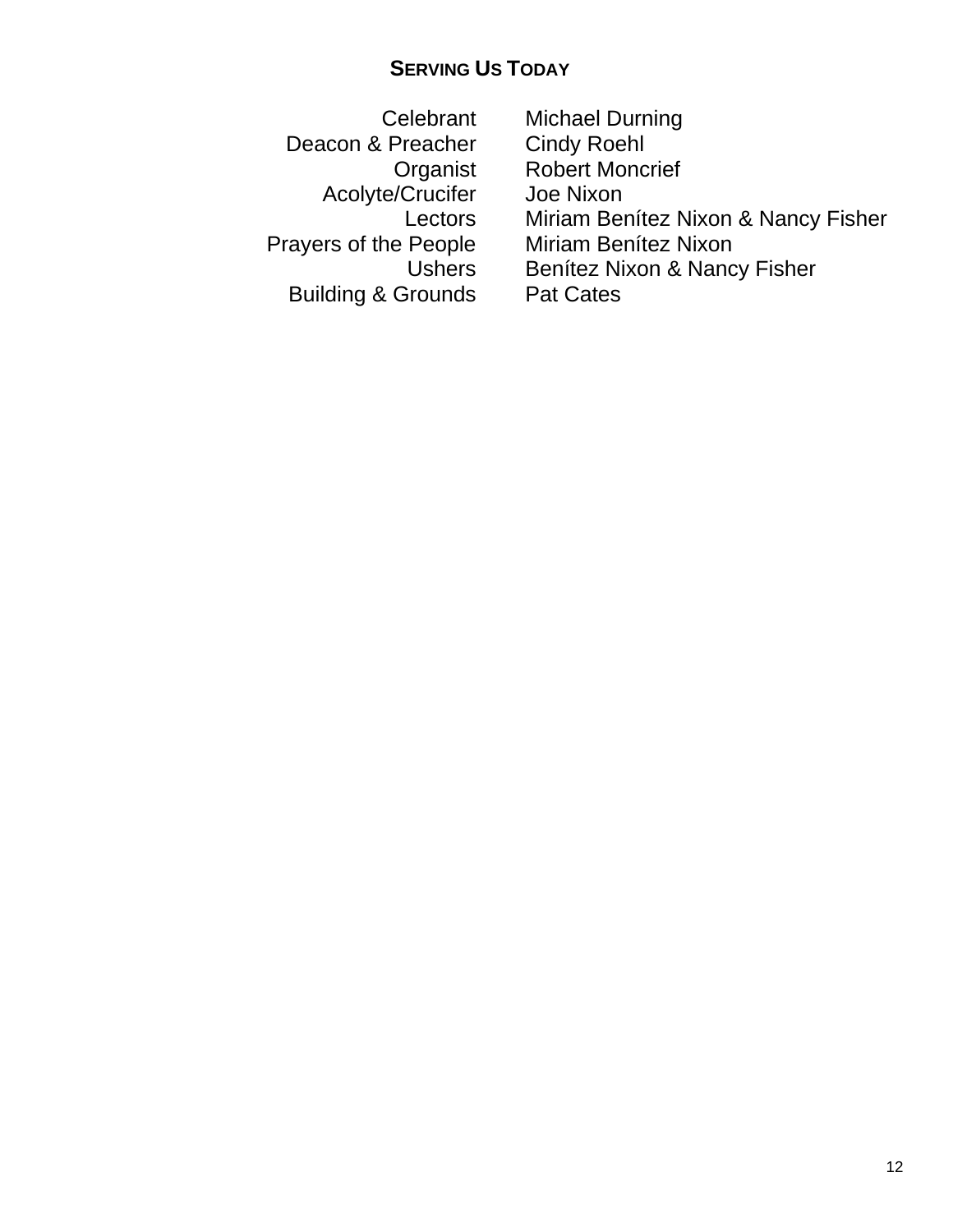## SERVING US TODAY

| | |
|---|---|
| Celebrant | Michael Durning |
| Deacon & Preacher | Cindy Roehl |
| Organist | Robert Moncrief |
| Acolyte/Crucifer | Joe Nixon |
| Lectors | Miriam Benítez Nixon & Nancy Fisher |
| Prayers of the People | Miriam Benítez Nixon |
| Ushers | Benítez Nixon & Nancy Fisher |
| Building & Grounds | Pat Cates |